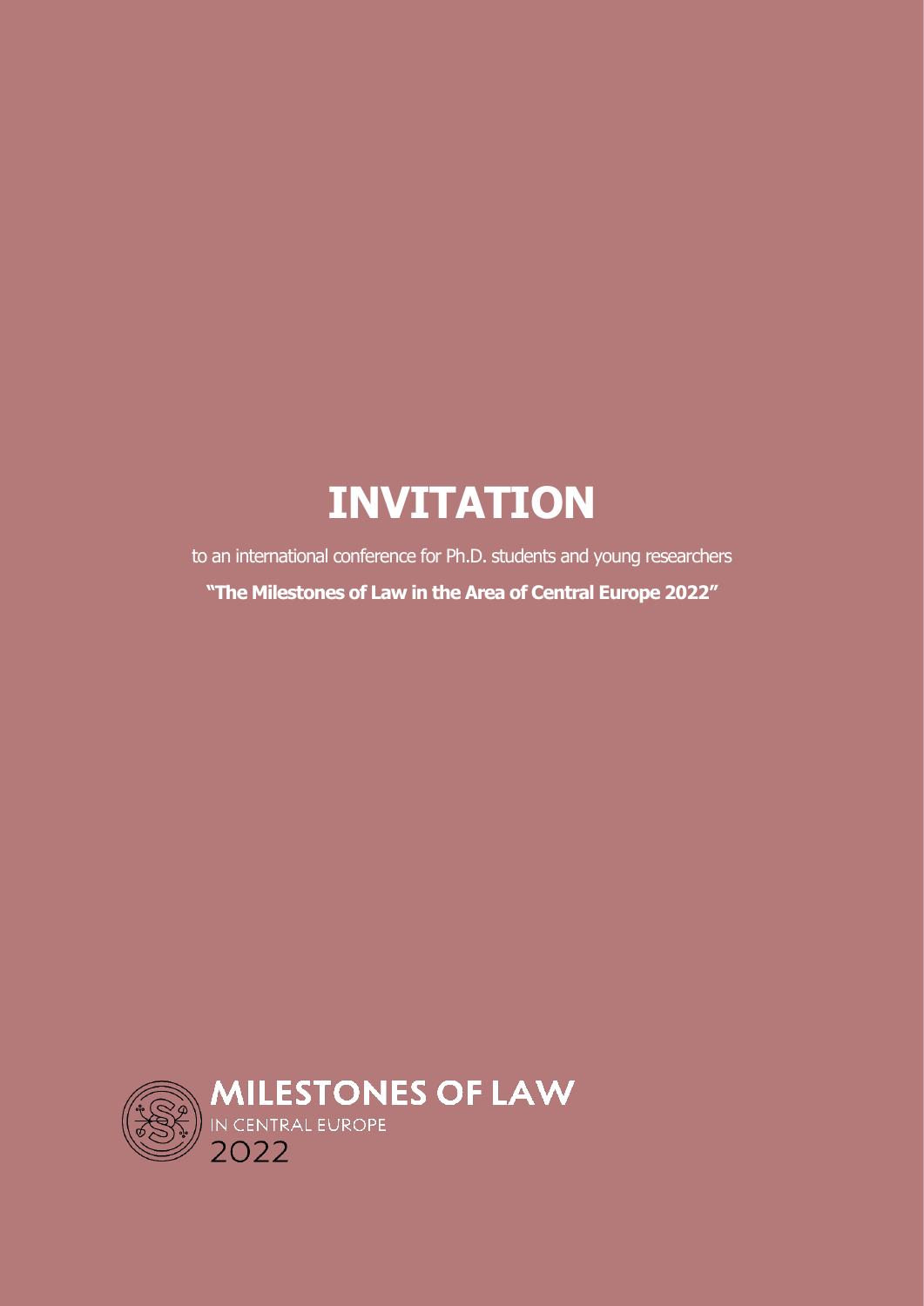# INVITATION

to an international conference for Ph.D. students and young researchers

**"The Milestones of Law in the Area of Central Europe 2022"**

MILESTONES OF LAW
IN CENTRAL EUROPE
2022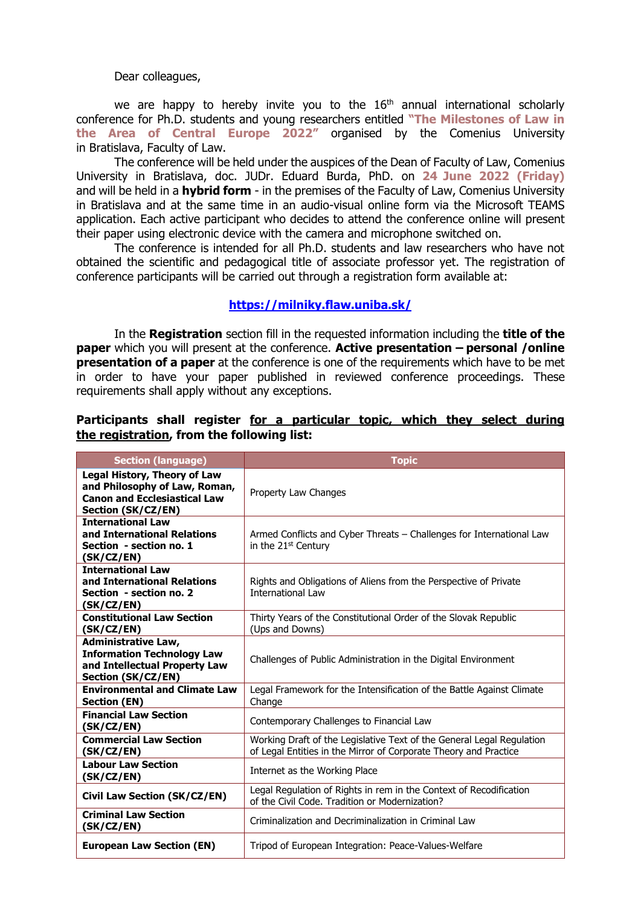Dear colleagues,

we are happy to hereby invite you to the 16th annual international scholarly conference for Ph.D. students and young researchers entitled **"The Milestones of Law in the Area of Central Europe 2022"** organised by the Comenius University in Bratislava, Faculty of Law.

The conference will be held under the auspices of the Dean of Faculty of Law, Comenius University in Bratislava, doc. JUDr. Eduard Burda, PhD. on **24 June 2022 (Friday)** and will be held in a **hybrid form** - in the premises of the Faculty of Law, Comenius University in Bratislava and at the same time in an audio-visual online form via the Microsoft TEAMS application. Each active participant who decides to attend the conference online will present their paper using electronic device with the camera and microphone switched on.

The conference is intended for all Ph.D. students and law researchers who have not obtained the scientific and pedagogical title of associate professor yet. The registration of conference participants will be carried out through a registration form available at:

**https://milniky.flaw.uniba.sk/**

In the **Registration** section fill in the requested information including the **title of the paper** which you will present at the conference. **Active presentation – personal /online presentation of a paper** at the conference is one of the requirements which have to be met in order to have your paper published in reviewed conference proceedings. These requirements shall apply without any exceptions.

**Participants shall register for a particular topic, which they select during the registration, from the following list:**

| Section (language) | Topic |
|---|---|
| **Legal History, Theory of Law and Philosophy of Law, Roman, Canon and Ecclesiastical Law Section (SK/CZ/EN)** | Property Law Changes |
| **International Law and International Relations Section - section no. 1 (SK/CZ/EN)** | Armed Conflicts and Cyber Threats – Challenges for International Law in the 21st Century |
| **International Law and International Relations Section - section no. 2 (SK/CZ/EN)** | Rights and Obligations of Aliens from the Perspective of Private International Law |
| **Constitutional Law Section (SK/CZ/EN)** | Thirty Years of the Constitutional Order of the Slovak Republic (Ups and Downs) |
| **Administrative Law, Information Technology Law and Intellectual Property Law Section (SK/CZ/EN)** | Challenges of Public Administration in the Digital Environment |
| **Environmental and Climate Law Section (EN)** | Legal Framework for the Intensification of the Battle Against Climate Change |
| **Financial Law Section (SK/CZ/EN)** | Contemporary Challenges to Financial Law |
| **Commercial Law Section (SK/CZ/EN)** | Working Draft of the Legislative Text of the General Legal Regulation of Legal Entities in the Mirror of Corporate Theory and Practice |
| **Labour Law Section (SK/CZ/EN)** | Internet as the Working Place |
| **Civil Law Section (SK/CZ/EN)** | Legal Regulation of Rights in rem in the Context of Recodification of the Civil Code. Tradition or Modernization? |
| **Criminal Law Section (SK/CZ/EN)** | Criminalization and Decriminalization in Criminal Law |
| **European Law Section (EN)** | Tripod of European Integration: Peace-Values-Welfare |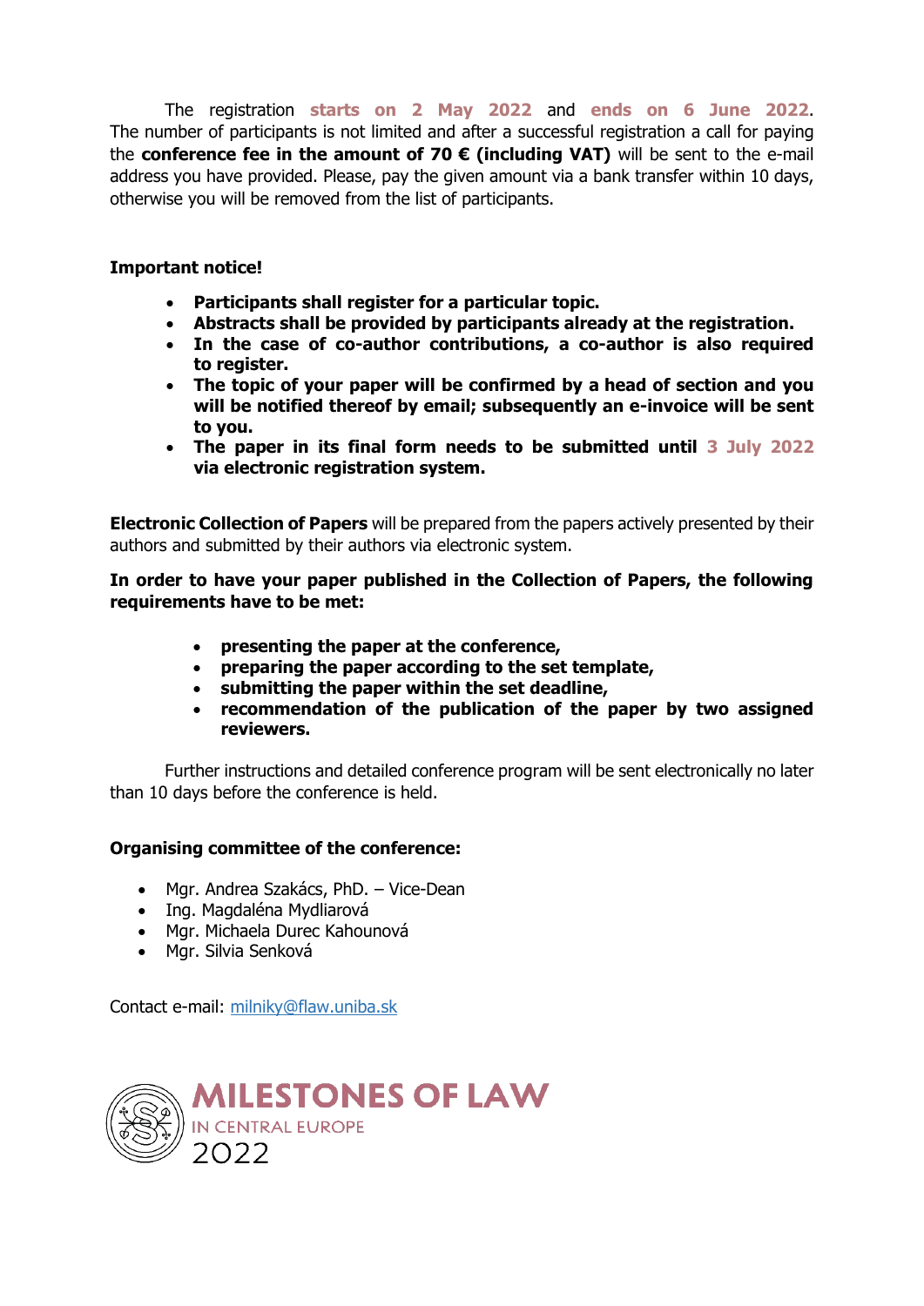The registration **starts on 2 May 2022** and **ends on 6 June 2022**. The number of participants is not limited and after a successful registration a call for paying the **conference fee in the amount of 70 € (including VAT)** will be sent to the e-mail address you have provided. Please, pay the given amount via a bank transfer within 10 days, otherwise you will be removed from the list of participants.

**Important notice!**

- **Participants shall register for a particular topic.**
- **Abstracts shall be provided by participants already at the registration.**
- **In the case of co-author contributions, a co-author is also required to register.**
- **The topic of your paper will be confirmed by a head of section and you will be notified thereof by email; subsequently an e-invoice will be sent to you.**
- **The paper in its final form needs to be submitted until 3 July 2022 via electronic registration system.**

**Electronic Collection of Papers** will be prepared from the papers actively presented by their authors and submitted by their authors via electronic system.

**In order to have your paper published in the Collection of Papers, the following requirements have to be met:**

- **presenting the paper at the conference,**
- **preparing the paper according to the set template,**
- **submitting the paper within the set deadline,**
- **recommendation of the publication of the paper by two assigned reviewers.**

Further instructions and detailed conference program will be sent electronically no later than 10 days before the conference is held.

**Organising committee of the conference:**

- Mgr. Andrea Szakács, PhD. – Vice-Dean
- Ing. Magdaléna Mydliarová
- Mgr. Michaela Durec Kahounová
- Mgr. Silvia Senková

Contact e-mail: milniky@flaw.uniba.sk

MILESTONES OF LAW
IN CENTRAL EUROPE
2022